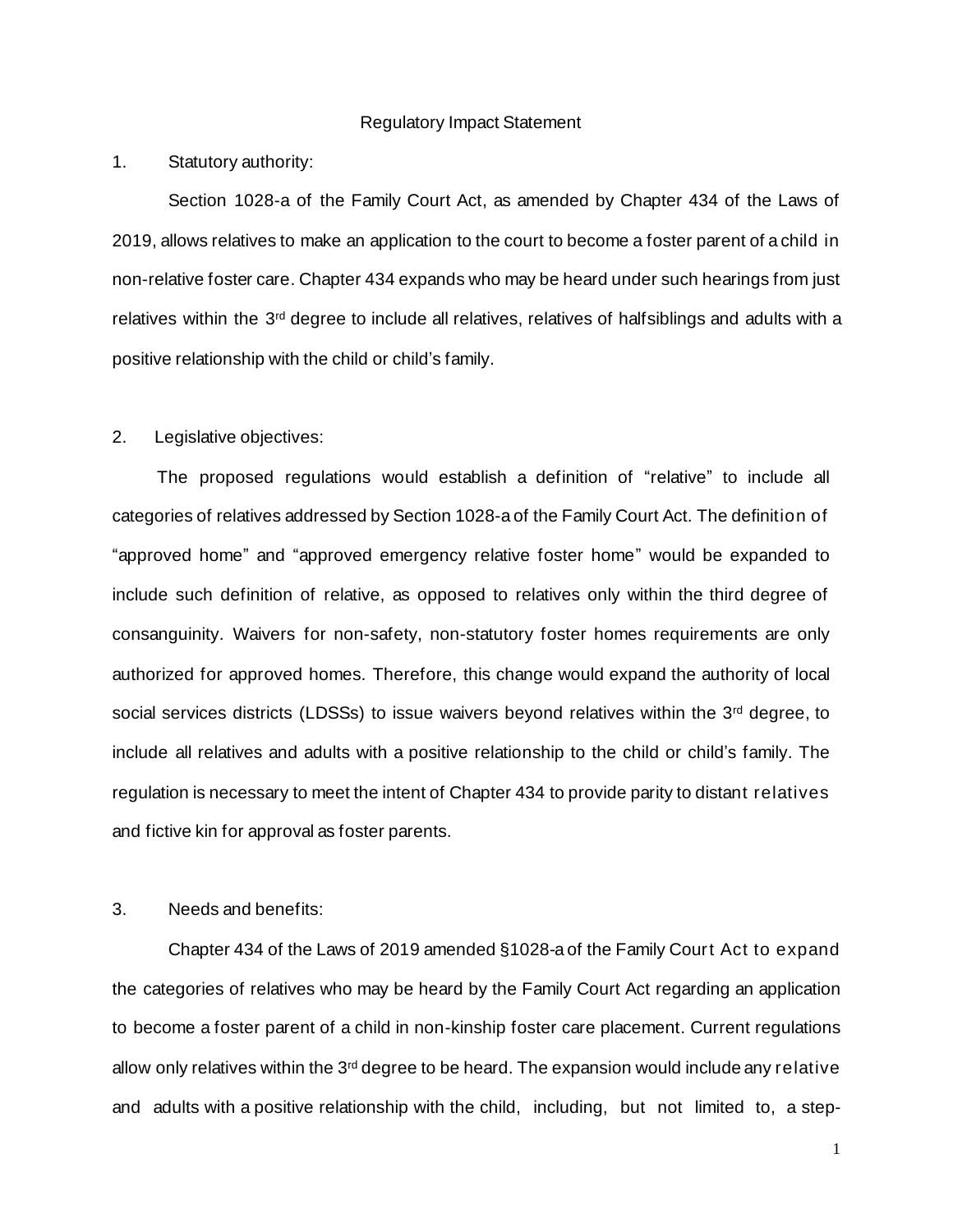Regulatory Impact Statement

1. Statutory authority:

Section 1028-a of the Family Court Act, as amended by Chapter 434 of the Laws of 2019, allows relatives to make an application to the court to become a foster parent of a child in non-relative foster care. Chapter 434 expands who may be heard under such hearings from just relatives within the 3rd degree to include all relatives, relatives of halfsiblings and adults with a positive relationship with the child or child's family.

2. Legislative objectives:

The proposed regulations would establish a definition of "relative" to include all categories of relatives addressed by Section 1028-a of the Family Court Act. The definition of "approved home" and "approved emergency relative foster home" would be expanded to include such definition of relative, as opposed to relatives only within the third degree of consanguinity. Waivers for non-safety, non-statutory foster homes requirements are only authorized for approved homes. Therefore, this change would expand the authority of local social services districts (LDSSs) to issue waivers beyond relatives within the 3rd degree, to include all relatives and adults with a positive relationship to the child or child's family. The regulation is necessary to meet the intent of Chapter 434 to provide parity to distant relatives and fictive kin for approval as foster parents.

3. Needs and benefits:

Chapter 434 of the Laws of 2019 amended §1028-a of the Family Court Act to expand the categories of relatives who may be heard by the Family Court Act regarding an application to become a foster parent of a child in non-kinship foster care placement. Current regulations allow only relatives within the 3rd degree to be heard. The expansion would include any relative and adults with a positive relationship with the child, including, but not limited to, a step-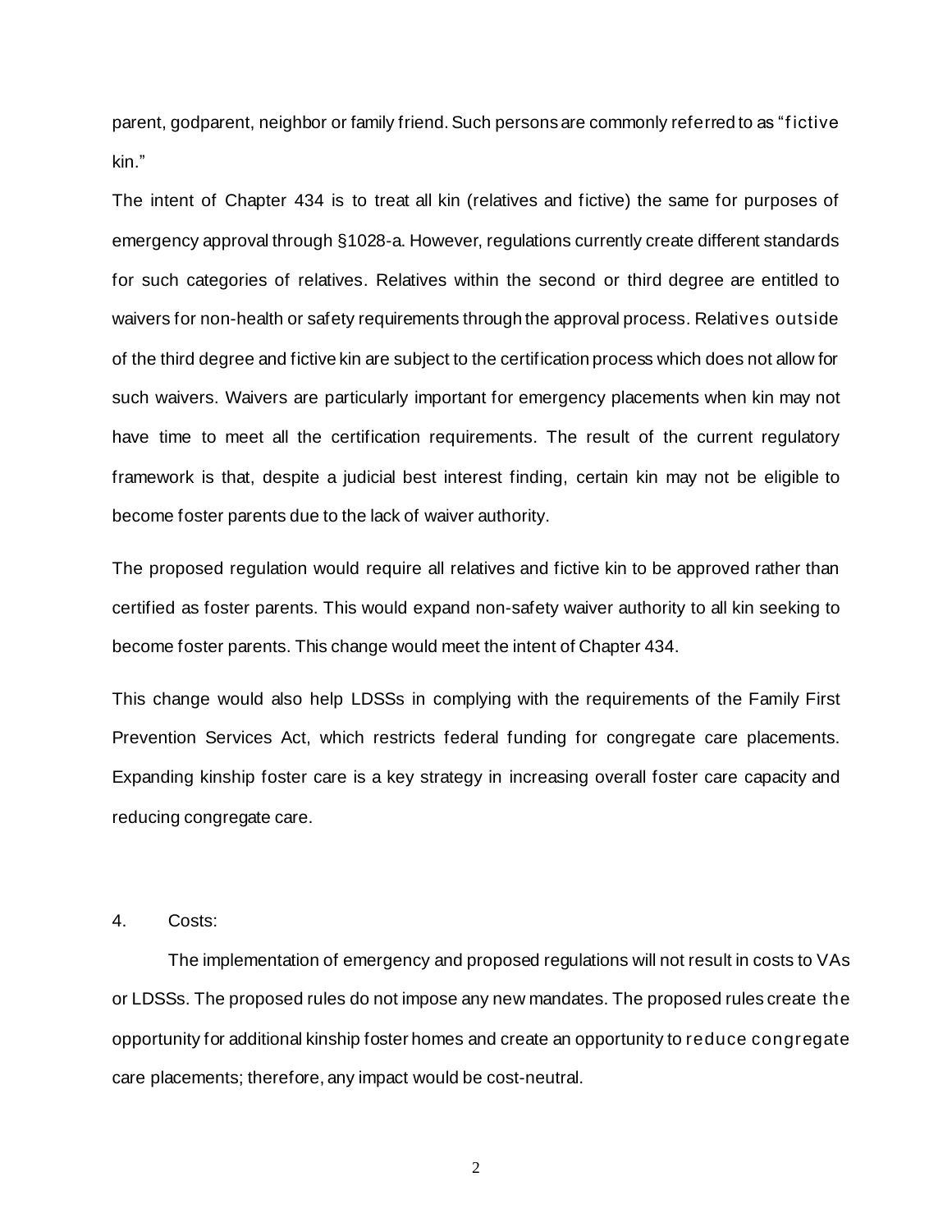parent, godparent, neighbor or family friend. Such persons are commonly referred to as "fictive kin."

The intent of Chapter 434 is to treat all kin (relatives and fictive) the same for purposes of emergency approval through §1028-a. However, regulations currently create different standards for such categories of relatives. Relatives within the second or third degree are entitled to waivers for non-health or safety requirements through the approval process. Relatives outside of the third degree and fictive kin are subject to the certification process which does not allow for such waivers. Waivers are particularly important for emergency placements when kin may not have time to meet all the certification requirements. The result of the current regulatory framework is that, despite a judicial best interest finding, certain kin may not be eligible to become foster parents due to the lack of waiver authority.

The proposed regulation would require all relatives and fictive kin to be approved rather than certified as foster parents. This would expand non-safety waiver authority to all kin seeking to become foster parents. This change would meet the intent of Chapter 434.

This change would also help LDSSs in complying with the requirements of the Family First Prevention Services Act, which restricts federal funding for congregate care placements. Expanding kinship foster care is a key strategy in increasing overall foster care capacity and reducing congregate care.

4. Costs:

The implementation of emergency and proposed regulations will not result in costs to VAs or LDSSs. The proposed rules do not impose any new mandates. The proposed rules create the opportunity for additional kinship foster homes and create an opportunity to reduce congregate care placements; therefore, any impact would be cost-neutral.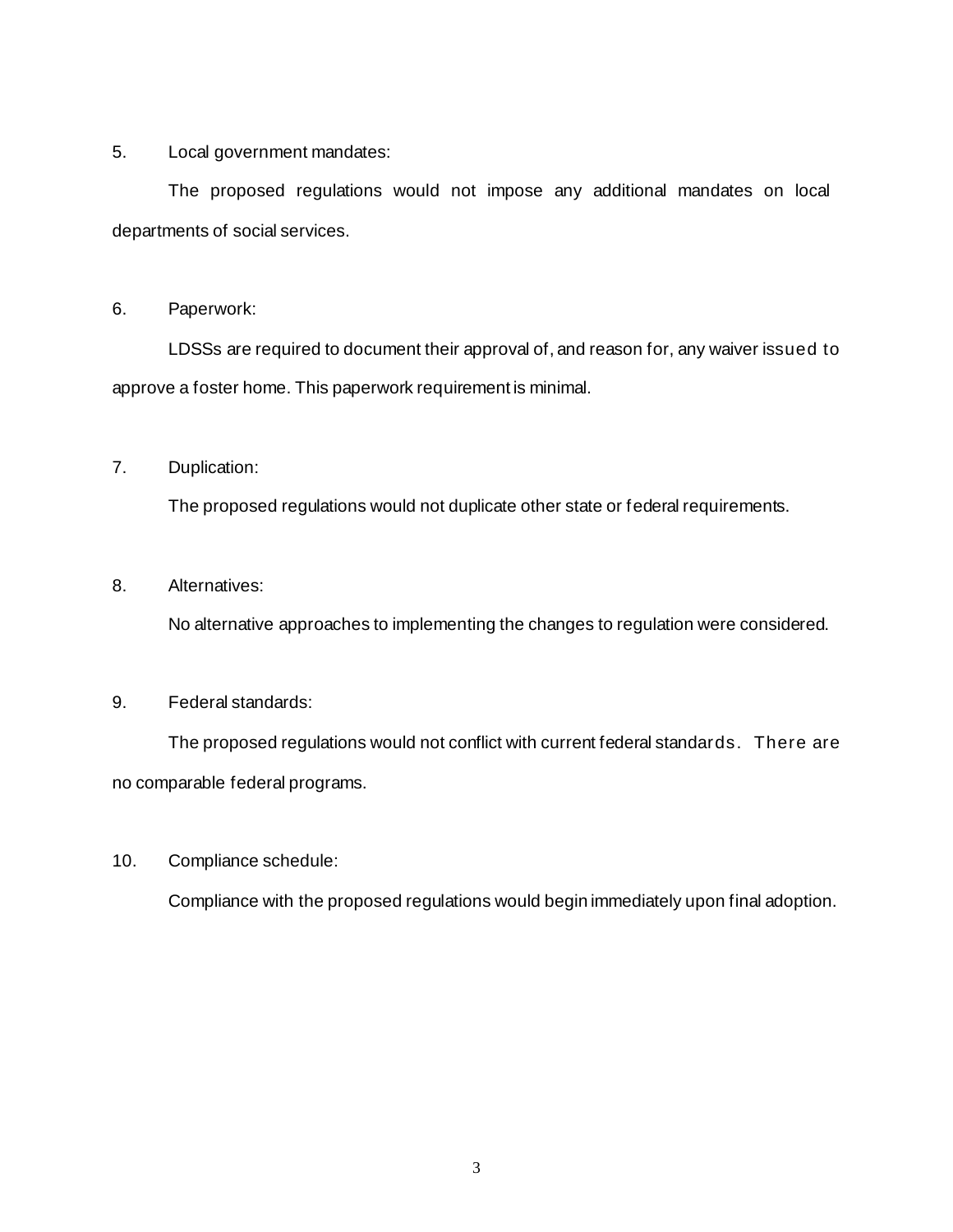5. Local government mandates:

The proposed regulations would not impose any additional mandates on local departments of social services.

6. Paperwork:

LDSSs are required to document their approval of, and reason for, any waiver issued to approve a foster home. This paperwork requirement is minimal.

7. Duplication:

The proposed regulations would not duplicate other state or federal requirements.

8. Alternatives:

No alternative approaches to implementing the changes to regulation were considered.

9. Federal standards:

The proposed regulations would not conflict with current federal standards. There are no comparable federal programs.

10. Compliance schedule:

Compliance with the proposed regulations would begin immediately upon final adoption.